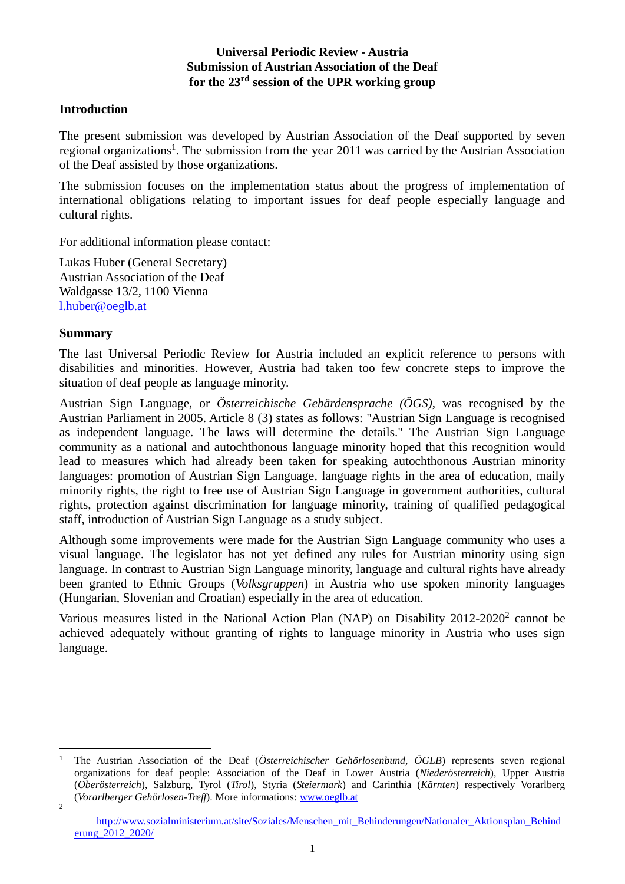**Universal Periodic Review - Austria**
**Submission of Austrian Association of the Deaf**
**for the 23rd session of the UPR working group**

## Introduction

The present submission was developed by Austrian Association of the Deaf supported by seven regional organizations[1]. The submission from the year 2011 was carried by the Austrian Association of the Deaf assisted by those organizations.

The submission focuses on the implementation status about the progress of implementation of international obligations relating to important issues for deaf people especially language and cultural rights.

For additional information please contact:

Lukas Huber (General Secretary)
Austrian Association of the Deaf
Waldgasse 13/2, 1100 Vienna
l.huber@oeglb.at

## Summary

The last Universal Periodic Review for Austria included an explicit reference to persons with disabilities and minorities. However, Austria had taken too few concrete steps to improve the situation of deaf people as language minority.

Austrian Sign Language, or *Österreichische Gebärdensprache (ÖGS)*, was recognised by the Austrian Parliament in 2005. Article 8 (3) states as follows: "Austrian Sign Language is recognised as independent language. The laws will determine the details." The Austrian Sign Language community as a national and autochthonous language minority hoped that this recognition would lead to measures which had already been taken for speaking autochthonous Austrian minority languages: promotion of Austrian Sign Language, language rights in the area of education, maily minority rights, the right to free use of Austrian Sign Language in government authorities, cultural rights, protection against discrimination for language minority, training of qualified pedagogical staff, introduction of Austrian Sign Language as a study subject.

Although some improvements were made for the Austrian Sign Language community who uses a visual language. The legislator has not yet defined any rules for Austrian minority using sign language. In contrast to Austrian Sign Language minority, language and cultural rights have already been granted to Ethnic Groups (*Volksgruppen*) in Austria who use spoken minority languages (Hungarian, Slovenian and Croatian) especially in the area of education.

Various measures listed in the National Action Plan (NAP) on Disability 2012-2020[2] cannot be achieved adequately without granting of rights to language minority in Austria who uses sign language.

---

[1] The Austrian Association of the Deaf (*Österreichischer Gehörlosenbund, ÖGLB*) represents seven regional organizations for deaf people: Association of the Deaf in Lower Austria (*Niederösterreich*), Upper Austria (*Oberösterreich*), Salzburg, Tyrol (*Tirol*), Styria (*Steiermark*) and Carinthia (*Kärnten*) respectively Vorarlberg (*Vorarlberger Gehörlosen-Treff*). More informations: www.oeglb.at

[2] http://www.sozialministerium.at/site/Soziales/Menschen_mit_Behinderungen/Nationaler_Aktionsplan_Behinderung_2012_2020/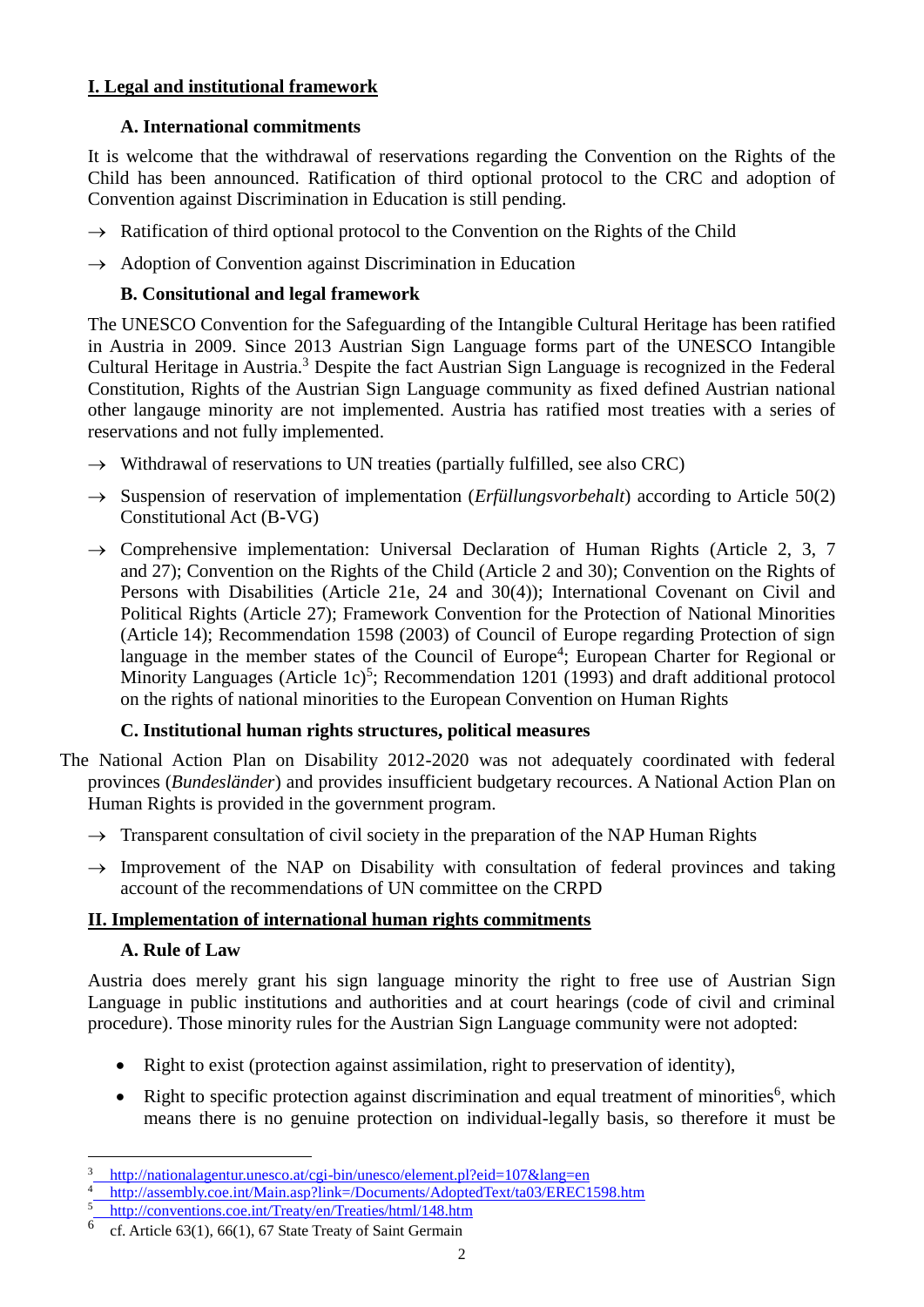## I. Legal and institutional framework

### A. International commitments

It is welcome that the withdrawal of reservations regarding the Convention on the Rights of the Child has been announced. Ratification of third optional protocol to the CRC and adoption of Convention against Discrimination in Education is still pending.

→ Ratification of third optional protocol to the Convention on the Rights of the Child

→ Adoption of Convention against Discrimination in Education

### B. Consitutional and legal framework

The UNESCO Convention for the Safeguarding of the Intangible Cultural Heritage has been ratified in Austria in 2009. Since 2013 Austrian Sign Language forms part of the UNESCO Intangible Cultural Heritage in Austria.[3] Despite the fact Austrian Sign Language is recognized in the Federal Constitution, Rights of the Austrian Sign Language community as fixed defined Austrian national other langauge minority are not implemented. Austria has ratified most treaties with a series of reservations and not fully implemented.

→ Withdrawal of reservations to UN treaties (partially fulfilled, see also CRC)

→ Suspension of reservation of implementation (*Erfüllungsvorbehalt*) according to Article 50(2) Constitutional Act (B-VG)

→ Comprehensive implementation: Universal Declaration of Human Rights (Article 2, 3, 7 and 27); Convention on the Rights of the Child (Article 2 and 30); Convention on the Rights of Persons with Disabilities (Article 21e, 24 and 30(4)); International Covenant on Civil and Political Rights (Article 27); Framework Convention for the Protection of National Minorities (Article 14); Recommendation 1598 (2003) of Council of Europe regarding Protection of sign language in the member states of the Council of Europe[4]; European Charter for Regional or Minority Languages (Article 1c)[5]; Recommendation 1201 (1993) and draft additional protocol on the rights of national minorities to the European Convention on Human Rights

### C. Institutional human rights structures, political measures

The National Action Plan on Disability 2012-2020 was not adequately coordinated with federal provinces (*Bundesländer*) and provides insufficient budgetary recources. A National Action Plan on Human Rights is provided in the government program.

→ Transparent consultation of civil society in the preparation of the NAP Human Rights

→ Improvement of the NAP on Disability with consultation of federal provinces and taking account of the recommendations of UN committee on the CRPD

## II. Implementation of international human rights commitments

### A. Rule of Law

Austria does merely grant his sign language minority the right to free use of Austrian Sign Language in public institutions and authorities and at court hearings (code of civil and criminal procedure). Those minority rules for the Austrian Sign Language community were not adopted:

- Right to exist (protection against assimilation, right to preservation of identity),
- Right to specific protection against discrimination and equal treatment of minorities[6], which means there is no genuine protection on individual-legally basis, so therefore it must be

---

[3] http://nationalagentur.unesco.at/cgi-bin/unesco/element.pl?eid=107&lang=en

[4] http://assembly.coe.int/Main.asp?link=/Documents/AdoptedText/ta03/EREC1598.htm

[5] http://conventions.coe.int/Treaty/en/Treaties/html/148.htm

[6] cf. Article 63(1), 66(1), 67 State Treaty of Saint Germain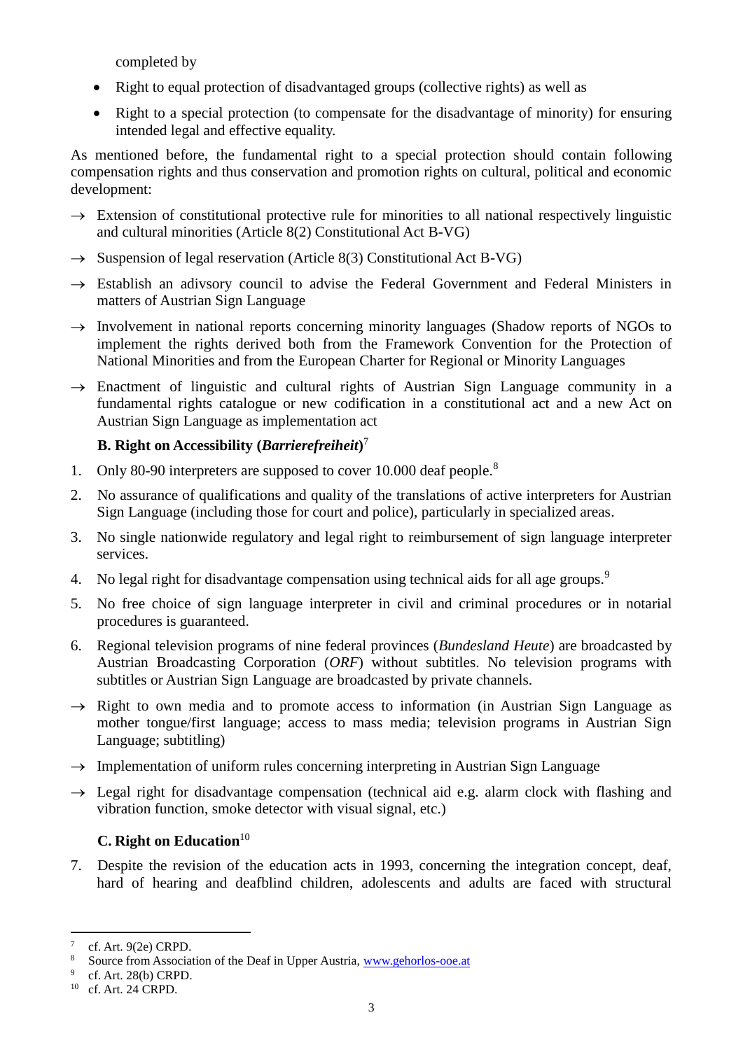completed by

- Right to equal protection of disadvantaged groups (collective rights) as well as
- Right to a special protection (to compensate for the disadvantage of minority) for ensuring intended legal and effective equality.

As mentioned before, the fundamental right to a special protection should contain following compensation rights and thus conservation and promotion rights on cultural, political and economic development:

→ Extension of constitutional protective rule for minorities to all national respectively linguistic and cultural minorities (Article 8(2) Constitutional Act B-VG)

→ Suspension of legal reservation (Article 8(3) Constitutional Act B-VG)

→ Establish an adivsory council to advise the Federal Government and Federal Ministers in matters of Austrian Sign Language

→ Involvement in national reports concerning minority languages (Shadow reports of NGOs to implement the rights derived both from the Framework Convention for the Protection of National Minorities and from the European Charter for Regional or Minority Languages

→ Enactment of linguistic and cultural rights of Austrian Sign Language community in a fundamental rights catalogue or new codification in a constitutional act and a new Act on Austrian Sign Language as implementation act

### B. Right on Accessibility (*Barrierefreiheit*)[7]

1. Only 80-90 interpreters are supposed to cover 10.000 deaf people.[8]
2. No assurance of qualifications and quality of the translations of active interpreters for Austrian Sign Language (including those for court and police), particularly in specialized areas.
3. No single nationwide regulatory and legal right to reimbursement of sign language interpreter services.
4. No legal right for disadvantage compensation using technical aids for all age groups.[9]
5. No free choice of sign language interpreter in civil and criminal procedures or in notarial procedures is guaranteed.
6. Regional television programs of nine federal provinces (*Bundesland Heute*) are broadcasted by Austrian Broadcasting Corporation (*ORF*) without subtitles. No television programs with subtitles or Austrian Sign Language are broadcasted by private channels.

→ Right to own media and to promote access to information (in Austrian Sign Language as mother tongue/first language; access to mass media; television programs in Austrian Sign Language; subtitling)

→ Implementation of uniform rules concerning interpreting in Austrian Sign Language

→ Legal right for disadvantage compensation (technical aid e.g. alarm clock with flashing and vibration function, smoke detector with visual signal, etc.)

### C. Right on Education[10]

7. Despite the revision of the education acts in 1993, concerning the integration concept, deaf, hard of hearing and deafblind children, adolescents and adults are faced with structural

---

[7] cf. Art. 9(2e) CRPD.

[8] Source from Association of the Deaf in Upper Austria, www.gehorlos-ooe.at

[9] cf. Art. 28(b) CRPD.

[10] cf. Art. 24 CRPD.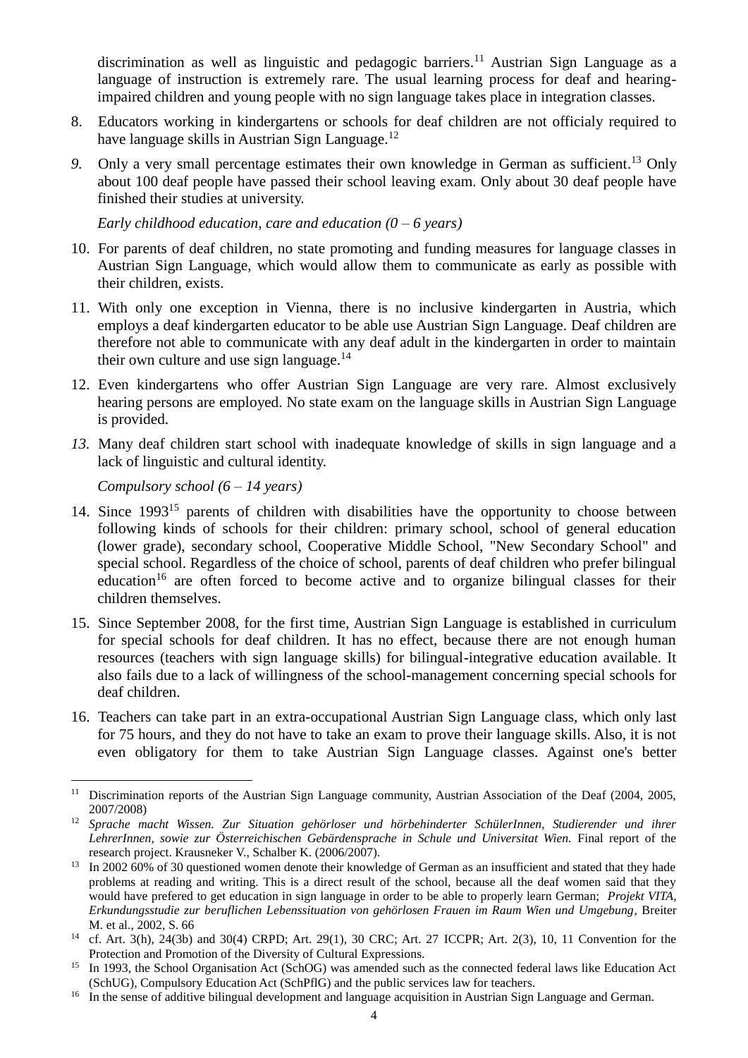discrimination as well as linguistic and pedagogic barriers.[11] Austrian Sign Language as a language of instruction is extremely rare. The usual learning process for deaf and hearing-impaired children and young people with no sign language takes place in integration classes.

8. Educators working in kindergartens or schools for deaf children are not officialy required to have language skills in Austrian Sign Language.[12]

*9.* Only a very small percentage estimates their own knowledge in German as sufficient.[13] Only about 100 deaf people have passed their school leaving exam. Only about 30 deaf people have finished their studies at university.

*Early childhood education, care and education (0 – 6 years)*

10. For parents of deaf children, no state promoting and funding measures for language classes in Austrian Sign Language, which would allow them to communicate as early as possible with their children, exists.

11. With only one exception in Vienna, there is no inclusive kindergarten in Austria, which employs a deaf kindergarten educator to be able use Austrian Sign Language. Deaf children are therefore not able to communicate with any deaf adult in the kindergarten in order to maintain their own culture and use sign language.[14]

12. Even kindergartens who offer Austrian Sign Language are very rare. Almost exclusively hearing persons are employed. No state exam on the language skills in Austrian Sign Language is provided.

*13.* Many deaf children start school with inadequate knowledge of skills in sign language and a lack of linguistic and cultural identity.

*Compulsory school (6 – 14 years)*

14. Since 1993[15] parents of children with disabilities have the opportunity to choose between following kinds of schools for their children: primary school, school of general education (lower grade), secondary school, Cooperative Middle School, "New Secondary School" and special school. Regardless of the choice of school, parents of deaf children who prefer bilingual education[16] are often forced to become active and to organize bilingual classes for their children themselves.

15. Since September 2008, for the first time, Austrian Sign Language is established in curriculum for special schools for deaf children. It has no effect, because there are not enough human resources (teachers with sign language skills) for bilingual-integrative education available. It also fails due to a lack of willingness of the school-management concerning special schools for deaf children.

16. Teachers can take part in an extra-occupational Austrian Sign Language class, which only last for 75 hours, and they do not have to take an exam to prove their language skills. Also, it is not even obligatory for them to take Austrian Sign Language classes. Against one's better

---

[11] Discrimination reports of the Austrian Sign Language community, Austrian Association of the Deaf (2004, 2005, 2007/2008)

[12] *Sprache macht Wissen. Zur Situation gehörloser und hörbehinderter SchülerInnen, Studierender und ihrer LehrerInnen, sowie zur Österreichischen Gebärdensprache in Schule und Universitat Wien.* Final report of the research project. Krausneker V., Schalber K. (2006/2007).

[13] In 2002 60% of 30 questioned women denote their knowledge of German as an insufficient and stated that they hade problems at reading and writing. This is a direct result of the school, because all the deaf women said that they would have prefered to get education in sign language in order to be able to properly learn German; *Projekt VITA, Erkundungsstudie zur beruflichen Lebenssituation von gehörlosen Frauen im Raum Wien und Umgebung*, Breiter M. et al., 2002, S. 66

[14] cf. Art. 3(h), 24(3b) and 30(4) CRPD; Art. 29(1), 30 CRC; Art. 27 ICCPR; Art. 2(3), 10, 11 Convention for the Protection and Promotion of the Diversity of Cultural Expressions.

[15] In 1993, the School Organisation Act (SchOG) was amended such as the connected federal laws like Education Act (SchUG), Compulsory Education Act (SchPflG) and the public services law for teachers.

[16] In the sense of additive bilingual development and language acquisition in Austrian Sign Language and German.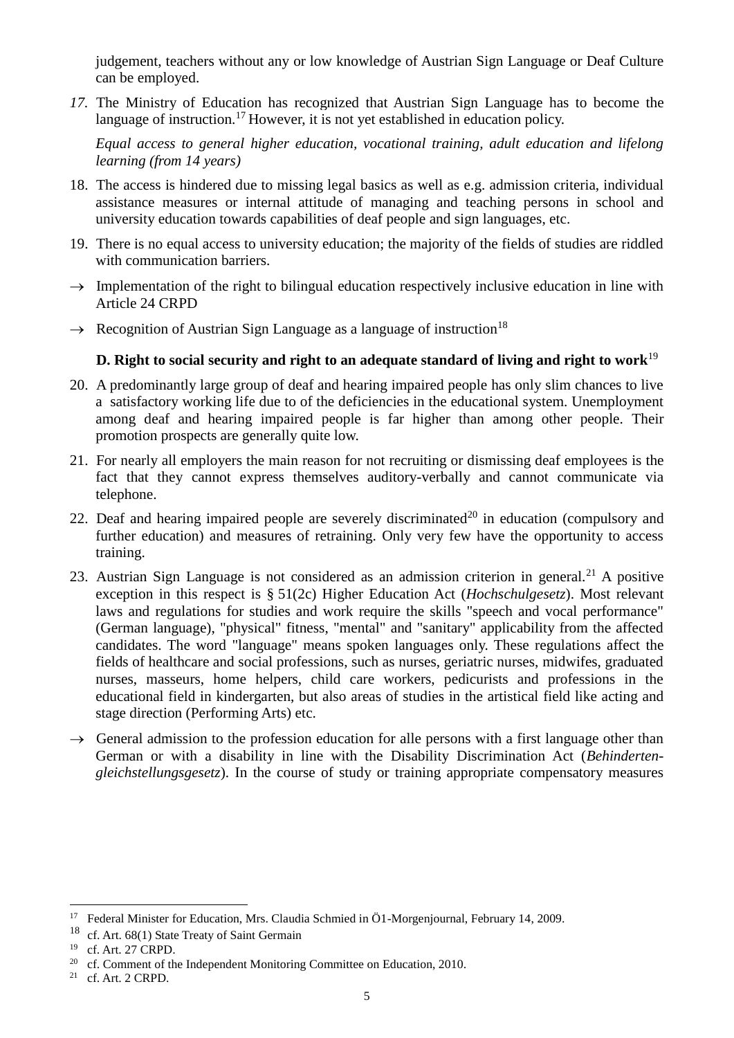judgement, teachers without any or low knowledge of Austrian Sign Language or Deaf Culture can be employed.

*17.* The Ministry of Education has recognized that Austrian Sign Language has to become the language of instruction.[17] However, it is not yet established in education policy.

*Equal access to general higher education, vocational training, adult education and lifelong learning (from 14 years)*

18. The access is hindered due to missing legal basics as well as e.g. admission criteria, individual assistance measures or internal attitude of managing and teaching persons in school and university education towards capabilities of deaf people and sign languages, etc.

19. There is no equal access to university education; the majority of the fields of studies are riddled with communication barriers.

→ Implementation of the right to bilingual education respectively inclusive education in line with Article 24 CRPD

→ Recognition of Austrian Sign Language as a language of instruction[18]

**D. Right to social security and right to an adequate standard of living and right to work**[19]

20. A predominantly large group of deaf and hearing impaired people has only slim chances to live a satisfactory working life due to of the deficiencies in the educational system. Unemployment among deaf and hearing impaired people is far higher than among other people. Their promotion prospects are generally quite low.

21. For nearly all employers the main reason for not recruiting or dismissing deaf employees is the fact that they cannot express themselves auditory-verbally and cannot communicate via telephone.

22. Deaf and hearing impaired people are severely discriminated[20] in education (compulsory and further education) and measures of retraining. Only very few have the opportunity to access training.

23. Austrian Sign Language is not considered as an admission criterion in general.[21] A positive exception in this respect is § 51(2c) Higher Education Act (*Hochschulgesetz*). Most relevant laws and regulations for studies and work require the skills "speech and vocal performance" (German language), "physical" fitness, "mental" and "sanitary" applicability from the affected candidates. The word "language" means spoken languages only. These regulations affect the fields of healthcare and social professions, such as nurses, geriatric nurses, midwifes, graduated nurses, masseurs, home helpers, child care workers, pedicurists and professions in the educational field in kindergarten, but also areas of studies in the artistical field like acting and stage direction (Performing Arts) etc.

→ General admission to the profession education for alle persons with a first language other than German or with a disability in line with the Disability Discrimination Act (*Behinderten-gleichstellungsgesetz*). In the course of study or training appropriate compensatory measures

---

[17] Federal Minister for Education, Mrs. Claudia Schmied in Ö1-Morgenjournal, February 14, 2009.

[18] cf. Art. 68(1) State Treaty of Saint Germain

[19] cf. Art. 27 CRPD.

[20] cf. Comment of the Independent Monitoring Committee on Education, 2010.

[21] cf. Art. 2 CRPD.